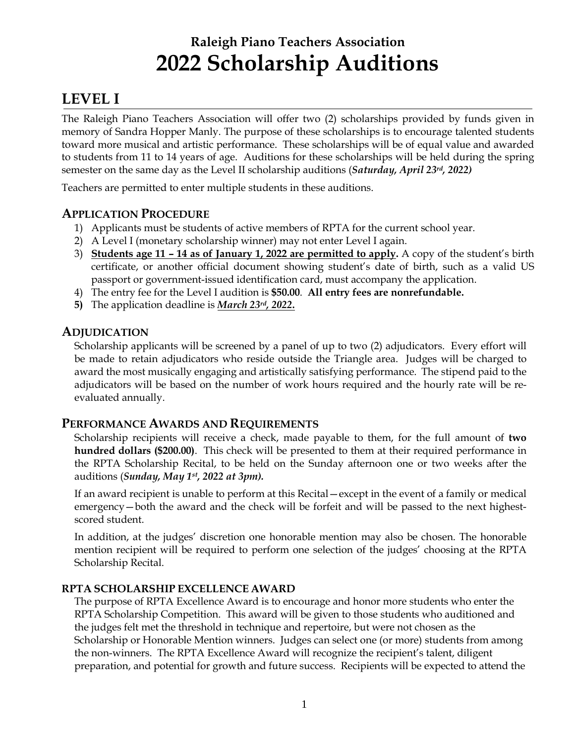# Raleigh Piano Teachers Association
# 2022 Scholarship Auditions

## LEVEL I

The Raleigh Piano Teachers Association will offer two (2) scholarships provided by funds given in memory of Sandra Hopper Manly. The purpose of these scholarships is to encourage talented students toward more musical and artistic performance. These scholarships will be of equal value and awarded to students from 11 to 14 years of age. Auditions for these scholarships will be held during the spring semester on the same day as the Level II scholarship auditions (***Saturday, April 23rd, 2022)***

Teachers are permitted to enter multiple students in these auditions.

### APPLICATION PROCEDURE

1) Applicants must be students of active members of RPTA for the current school year.
2) A Level I (monetary scholarship winner) may not enter Level I again.
3) **Students age 11 – 14 as of January 1, 2022 are permitted to apply.** A copy of the student's birth certificate, or another official document showing student's date of birth, such as a valid US passport or government-issued identification card, must accompany the application.
4) The entry fee for the Level I audition is **$50.00**. **All entry fees are nonrefundable.**
5) The application deadline is ***March 23rd, 2022*.**

### ADJUDICATION

Scholarship applicants will be screened by a panel of up to two (2) adjudicators. Every effort will be made to retain adjudicators who reside outside the Triangle area. Judges will be charged to award the most musically engaging and artistically satisfying performance. The stipend paid to the adjudicators will be based on the number of work hours required and the hourly rate will be re-evaluated annually.

### PERFORMANCE AWARDS AND REQUIREMENTS

Scholarship recipients will receive a check, made payable to them, for the full amount of **two hundred dollars ($200.00)**. This check will be presented to them at their required performance in the RPTA Scholarship Recital, to be held on the Sunday afternoon one or two weeks after the auditions (***Sunday, May 1st, 2022 at 3pm).***

If an award recipient is unable to perform at this Recital—except in the event of a family or medical emergency—both the award and the check will be forfeit and will be passed to the next highest-scored student.

In addition, at the judges' discretion one honorable mention may also be chosen. The honorable mention recipient will be required to perform one selection of the judges' choosing at the RPTA Scholarship Recital.

#### RPTA SCHOLARSHIP EXCELLENCE AWARD

The purpose of RPTA Excellence Award is to encourage and honor more students who enter the RPTA Scholarship Competition. This award will be given to those students who auditioned and the judges felt met the threshold in technique and repertoire, but were not chosen as the Scholarship or Honorable Mention winners. Judges can select one (or more) students from among the non-winners. The RPTA Excellence Award will recognize the recipient's talent, diligent preparation, and potential for growth and future success. Recipients will be expected to attend the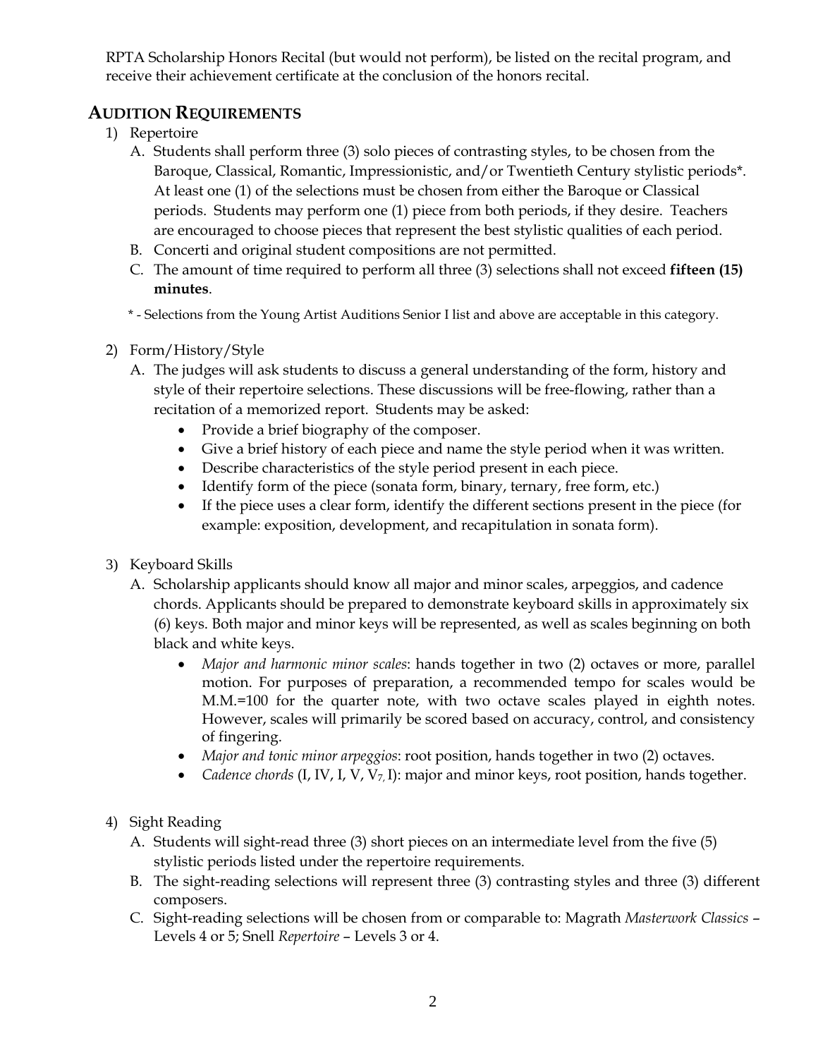RPTA Scholarship Honors Recital (but would not perform), be listed on the recital program, and receive their achievement certificate at the conclusion of the honors recital.

## AUDITION REQUIREMENTS

1) Repertoire
   A. Students shall perform three (3) solo pieces of contrasting styles, to be chosen from the Baroque, Classical, Romantic, Impressionistic, and/or Twentieth Century stylistic periods*. At least one (1) of the selections must be chosen from either the Baroque or Classical periods. Students may perform one (1) piece from both periods, if they desire. Teachers are encouraged to choose pieces that represent the best stylistic qualities of each period.
   B. Concerti and original student compositions are not permitted.
   C. The amount of time required to perform all three (3) selections shall not exceed **fifteen (15) minutes**.

   \* - Selections from the Young Artist Auditions Senior I list and above are acceptable in this category.

2) Form/History/Style
   A. The judges will ask students to discuss a general understanding of the form, history and style of their repertoire selections. These discussions will be free-flowing, rather than a recitation of a memorized report. Students may be asked:
      - Provide a brief biography of the composer.
      - Give a brief history of each piece and name the style period when it was written.
      - Describe characteristics of the style period present in each piece.
      - Identify form of the piece (sonata form, binary, ternary, free form, etc.)
      - If the piece uses a clear form, identify the different sections present in the piece (for example: exposition, development, and recapitulation in sonata form).

3) Keyboard Skills
   A. Scholarship applicants should know all major and minor scales, arpeggios, and cadence chords. Applicants should be prepared to demonstrate keyboard skills in approximately six (6) keys. Both major and minor keys will be represented, as well as scales beginning on both black and white keys.
      - *Major and harmonic minor scales*: hands together in two (2) octaves or more, parallel motion. For purposes of preparation, a recommended tempo for scales would be M.M.=100 for the quarter note, with two octave scales played in eighth notes. However, scales will primarily be scored based on accuracy, control, and consistency of fingering.
      - *Major and tonic minor arpeggios*: root position, hands together in two (2) octaves.
      - *Cadence chords* (I, IV, I, V, $V_7$, I): major and minor keys, root position, hands together.

4) Sight Reading
   A. Students will sight-read three (3) short pieces on an intermediate level from the five (5) stylistic periods listed under the repertoire requirements.
   B. The sight-reading selections will represent three (3) contrasting styles and three (3) different composers.
   C. Sight-reading selections will be chosen from or comparable to: Magrath *Masterwork Classics* – Levels 4 or 5; Snell *Repertoire* – Levels 3 or 4.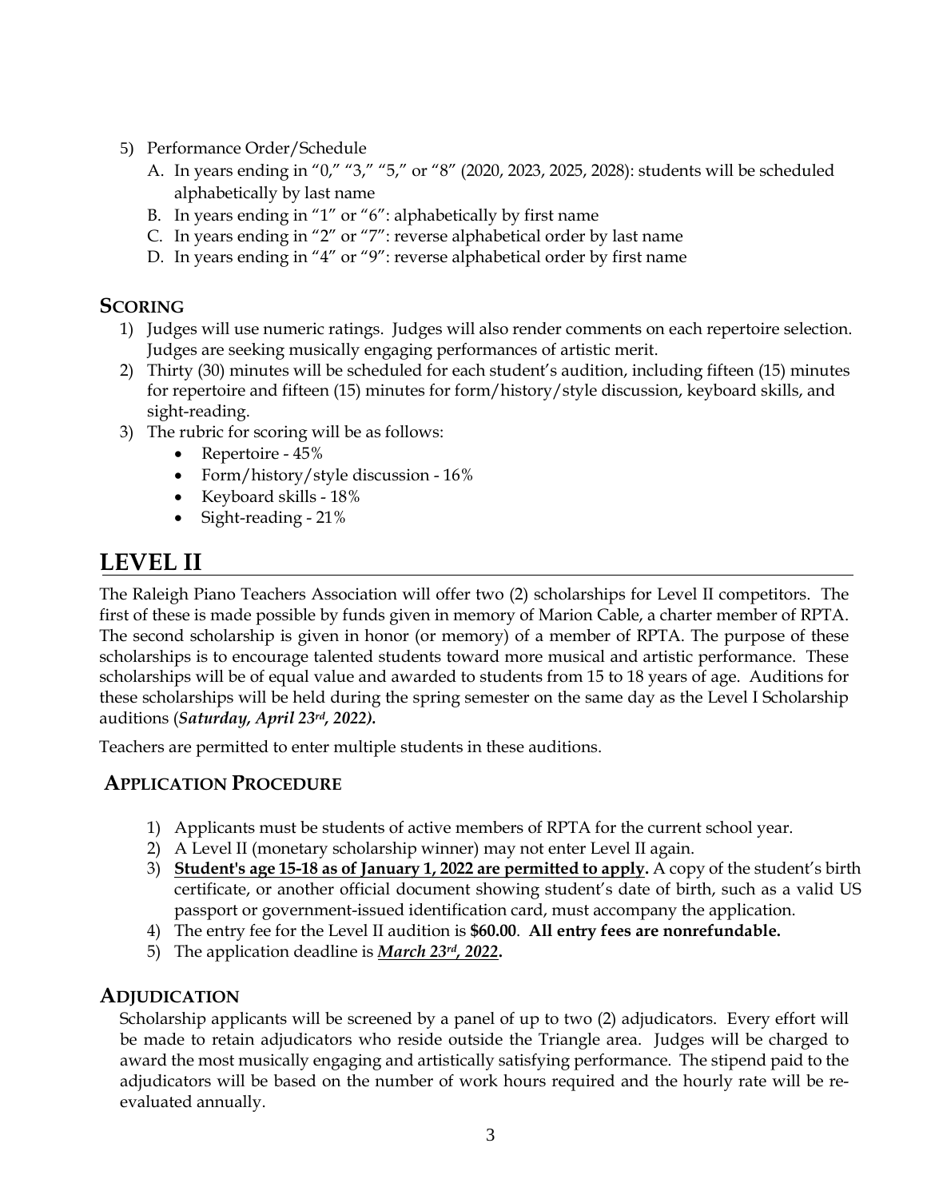5) Performance Order/Schedule
   A. In years ending in "0," "3," "5," or "8" (2020, 2023, 2025, 2028): students will be scheduled alphabetically by last name
   B. In years ending in "1" or "6": alphabetically by first name
   C. In years ending in "2" or "7": reverse alphabetical order by last name
   D. In years ending in "4" or "9": reverse alphabetical order by first name

### SCORING

1) Judges will use numeric ratings. Judges will also render comments on each repertoire selection. Judges are seeking musically engaging performances of artistic merit.
2) Thirty (30) minutes will be scheduled for each student's audition, including fifteen (15) minutes for repertoire and fifteen (15) minutes for form/history/style discussion, keyboard skills, and sight-reading.
3) The rubric for scoring will be as follows:
   - Repertoire - 45%
   - Form/history/style discussion - 16%
   - Keyboard skills - 18%
   - Sight-reading - 21%

## LEVEL II

The Raleigh Piano Teachers Association will offer two (2) scholarships for Level II competitors. The first of these is made possible by funds given in memory of Marion Cable, a charter member of RPTA. The second scholarship is given in honor (or memory) of a member of RPTA. The purpose of these scholarships is to encourage talented students toward more musical and artistic performance. These scholarships will be of equal value and awarded to students from 15 to 18 years of age. Auditions for these scholarships will be held during the spring semester on the same day as the Level I Scholarship auditions (***Saturday, April 23rd, 2022).***

Teachers are permitted to enter multiple students in these auditions.

### APPLICATION PROCEDURE

1) Applicants must be students of active members of RPTA for the current school year.
2) A Level II (monetary scholarship winner) may not enter Level II again.
3) **Student's age 15-18 as of January 1, 2022 are permitted to apply.** A copy of the student's birth certificate, or another official document showing student's date of birth, such as a valid US passport or government-issued identification card, must accompany the application.
4) The entry fee for the Level II audition is **$60.00**. **All entry fees are nonrefundable.**
5) The application deadline is ***March 23rd, 2022*.**

### ADJUDICATION

Scholarship applicants will be screened by a panel of up to two (2) adjudicators. Every effort will be made to retain adjudicators who reside outside the Triangle area. Judges will be charged to award the most musically engaging and artistically satisfying performance. The stipend paid to the adjudicators will be based on the number of work hours required and the hourly rate will be re-evaluated annually.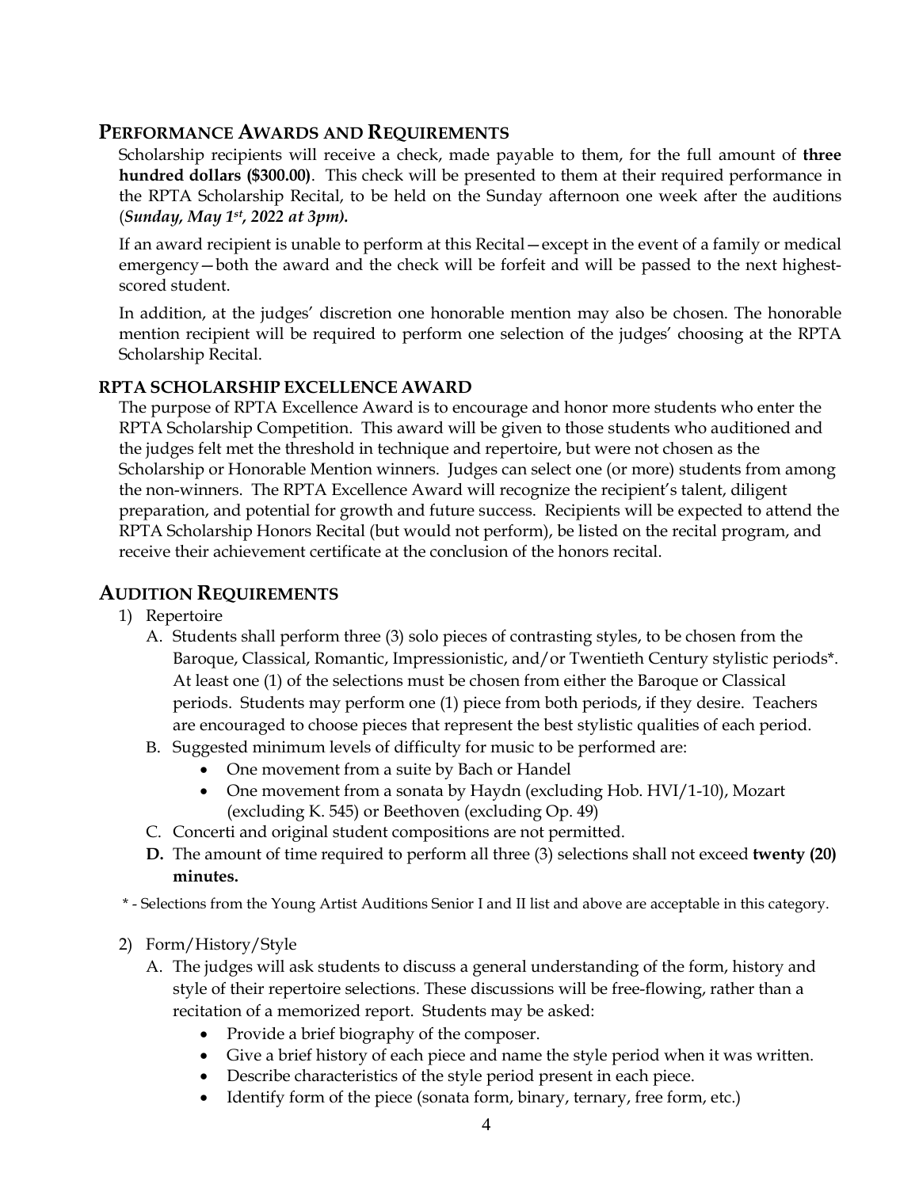## Performance Awards and Requirements

Scholarship recipients will receive a check, made payable to them, for the full amount of **three hundred dollars ($300.00)**. This check will be presented to them at their required performance in the RPTA Scholarship Recital, to be held on the Sunday afternoon one week after the auditions (***Sunday, May 1st, 2022 at 3pm).***

If an award recipient is unable to perform at this Recital—except in the event of a family or medical emergency—both the award and the check will be forfeit and will be passed to the next highest-scored student.

In addition, at the judges' discretion one honorable mention may also be chosen. The honorable mention recipient will be required to perform one selection of the judges' choosing at the RPTA Scholarship Recital.

### RPTA SCHOLARSHIP EXCELLENCE AWARD

The purpose of RPTA Excellence Award is to encourage and honor more students who enter the RPTA Scholarship Competition. This award will be given to those students who auditioned and the judges felt met the threshold in technique and repertoire, but were not chosen as the Scholarship or Honorable Mention winners. Judges can select one (or more) students from among the non-winners. The RPTA Excellence Award will recognize the recipient's talent, diligent preparation, and potential for growth and future success. Recipients will be expected to attend the RPTA Scholarship Honors Recital (but would not perform), be listed on the recital program, and receive their achievement certificate at the conclusion of the honors recital.

## Audition Requirements

1) Repertoire
   - A. Students shall perform three (3) solo pieces of contrasting styles, to be chosen from the Baroque, Classical, Romantic, Impressionistic, and/or Twentieth Century stylistic periods*. At least one (1) of the selections must be chosen from either the Baroque or Classical periods. Students may perform one (1) piece from both periods, if they desire. Teachers are encouraged to choose pieces that represent the best stylistic qualities of each period.
   - B. Suggested minimum levels of difficulty for music to be performed are:
     - One movement from a suite by Bach or Handel
     - One movement from a sonata by Haydn (excluding Hob. HVI/1-10), Mozart (excluding K. 545) or Beethoven (excluding Op. 49)
   - C. Concerti and original student compositions are not permitted.
   - **D.** The amount of time required to perform all three (3) selections shall not exceed **twenty (20) minutes.**

\* - Selections from the Young Artist Auditions Senior I and II list and above are acceptable in this category.

2) Form/History/Style
   - A. The judges will ask students to discuss a general understanding of the form, history and style of their repertoire selections. These discussions will be free-flowing, rather than a recitation of a memorized report. Students may be asked:
     - Provide a brief biography of the composer.
     - Give a brief history of each piece and name the style period when it was written.
     - Describe characteristics of the style period present in each piece.
     - Identify form of the piece (sonata form, binary, ternary, free form, etc.)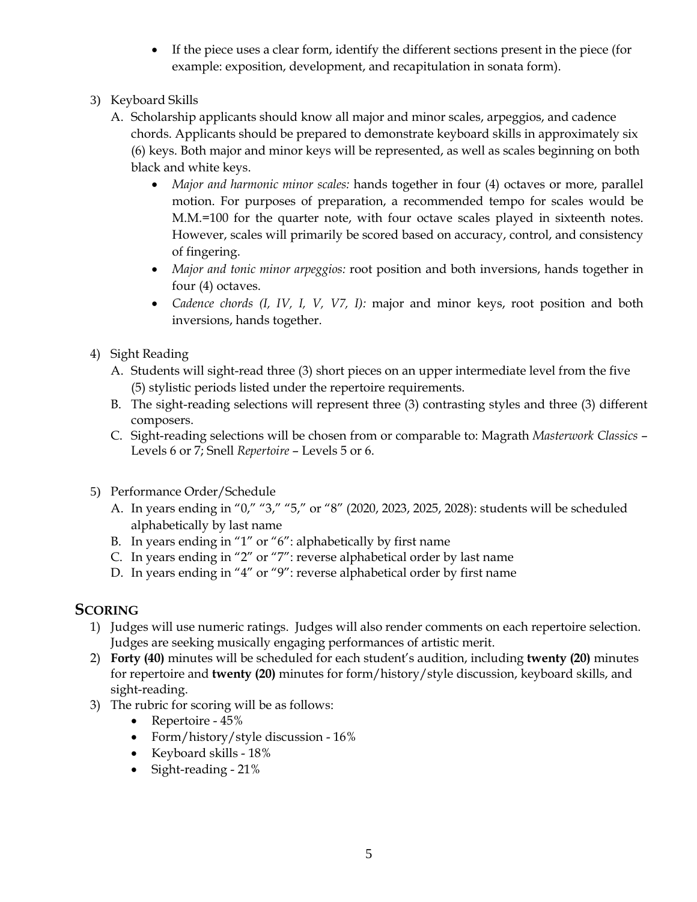- If the piece uses a clear form, identify the different sections present in the piece (for example: exposition, development, and recapitulation in sonata form).

3) Keyboard Skills
   A. Scholarship applicants should know all major and minor scales, arpeggios, and cadence chords. Applicants should be prepared to demonstrate keyboard skills in approximately six (6) keys. Both major and minor keys will be represented, as well as scales beginning on both black and white keys.
      - *Major and harmonic minor scales:* hands together in four (4) octaves or more, parallel motion. For purposes of preparation, a recommended tempo for scales would be M.M.=100 for the quarter note, with four octave scales played in sixteenth notes. However, scales will primarily be scored based on accuracy, control, and consistency of fingering.
      - *Major and tonic minor arpeggios:* root position and both inversions, hands together in four (4) octaves.
      - *Cadence chords (I, IV, I, V, V7, I):* major and minor keys, root position and both inversions, hands together.

4) Sight Reading
   A. Students will sight-read three (3) short pieces on an upper intermediate level from the five (5) stylistic periods listed under the repertoire requirements.
   B. The sight-reading selections will represent three (3) contrasting styles and three (3) different composers.
   C. Sight-reading selections will be chosen from or comparable to: Magrath *Masterwork Classics* – Levels 6 or 7; Snell *Repertoire* – Levels 5 or 6.

5) Performance Order/Schedule
   A. In years ending in "0," "3," "5," or "8" (2020, 2023, 2025, 2028): students will be scheduled alphabetically by last name
   B. In years ending in "1" or "6": alphabetically by first name
   C. In years ending in "2" or "7": reverse alphabetical order by last name
   D. In years ending in "4" or "9": reverse alphabetical order by first name

## SCORING

1) Judges will use numeric ratings. Judges will also render comments on each repertoire selection. Judges are seeking musically engaging performances of artistic merit.
2) **Forty (40)** minutes will be scheduled for each student's audition, including **twenty (20)** minutes for repertoire and **twenty (20)** minutes for form/history/style discussion, keyboard skills, and sight-reading.
3) The rubric for scoring will be as follows:
   - Repertoire - 45%
   - Form/history/style discussion - 16%
   - Keyboard skills - 18%
   - Sight-reading - 21%